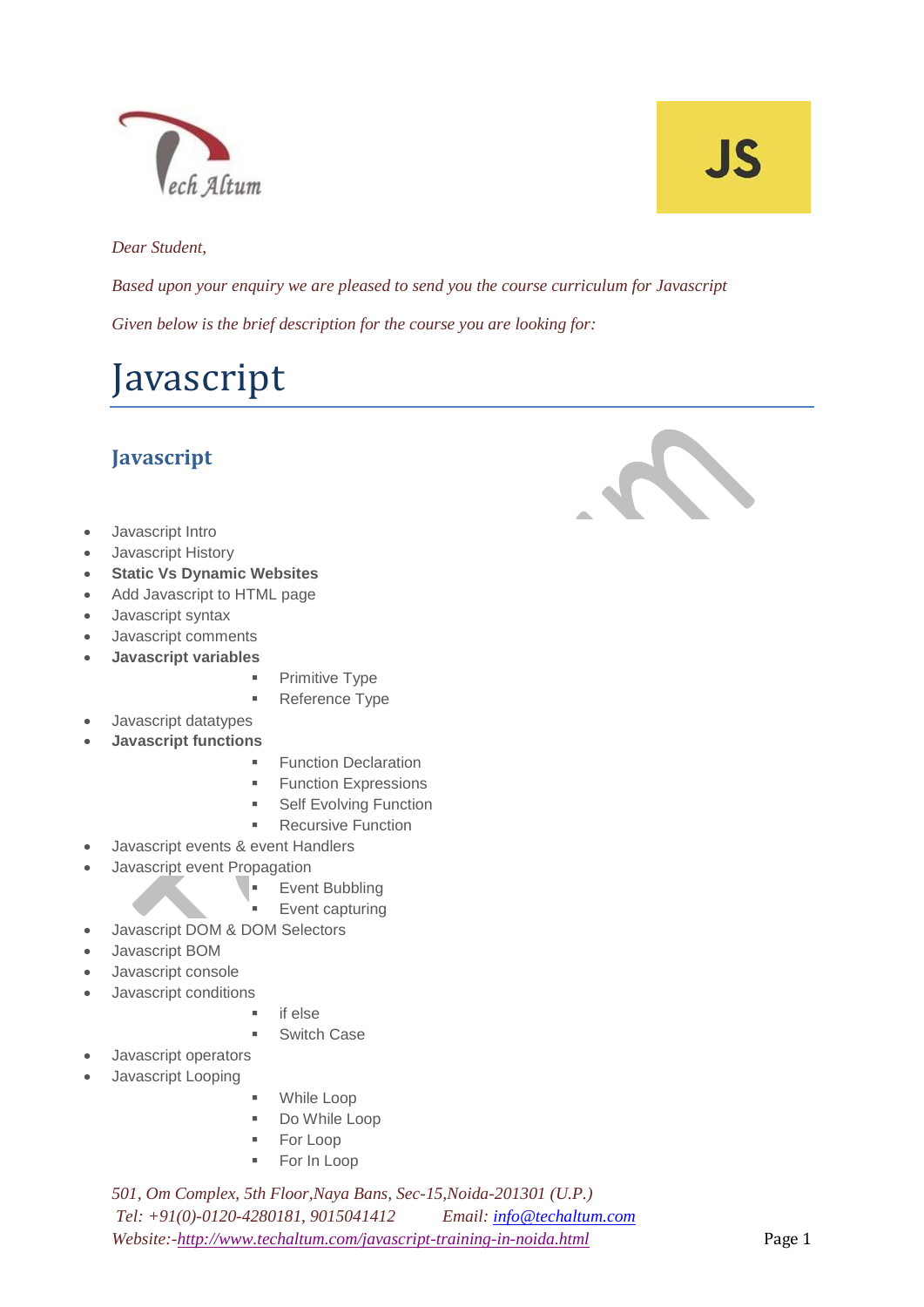*Dear Student,*

*Based upon your enquiry we are pleased to send you the course curriculum for Javascript*

*Given below is the brief description for the course you are looking for:*

# Javascript

## Javascript

- Javascript Intro
- Javascript History
- **Static Vs Dynamic Websites**
- Add Javascript to HTML page
- Javascript syntax
- Javascript comments
- **Javascript variables**
    - Primitive Type
    - Reference Type
- Javascript datatypes
- **Javascript functions**
    - Function Declaration
    - Function Expressions
    - Self Evolving Function
    - Recursive Function
- Javascript events & event Handlers
- Javascript event Propagation
    - Event Bubbling
    - Event capturing
- Javascript DOM & DOM Selectors
- Javascript BOM
- Javascript console
- Javascript conditions
    - if else
    - Switch Case
- Javascript operators
- Javascript Looping
    - While Loop
    - Do While Loop
    - For Loop
    - For In Loop

*501, Om Complex, 5th Floor,Naya Bans, Sec-15,Noida-201301 (U.P.)*
*Tel: +91(0)-0120-4280181, 9015041412 Email: info@techaltum.com*
*Website:-http://www.techaltum.com/javascript-training-in-noida.html*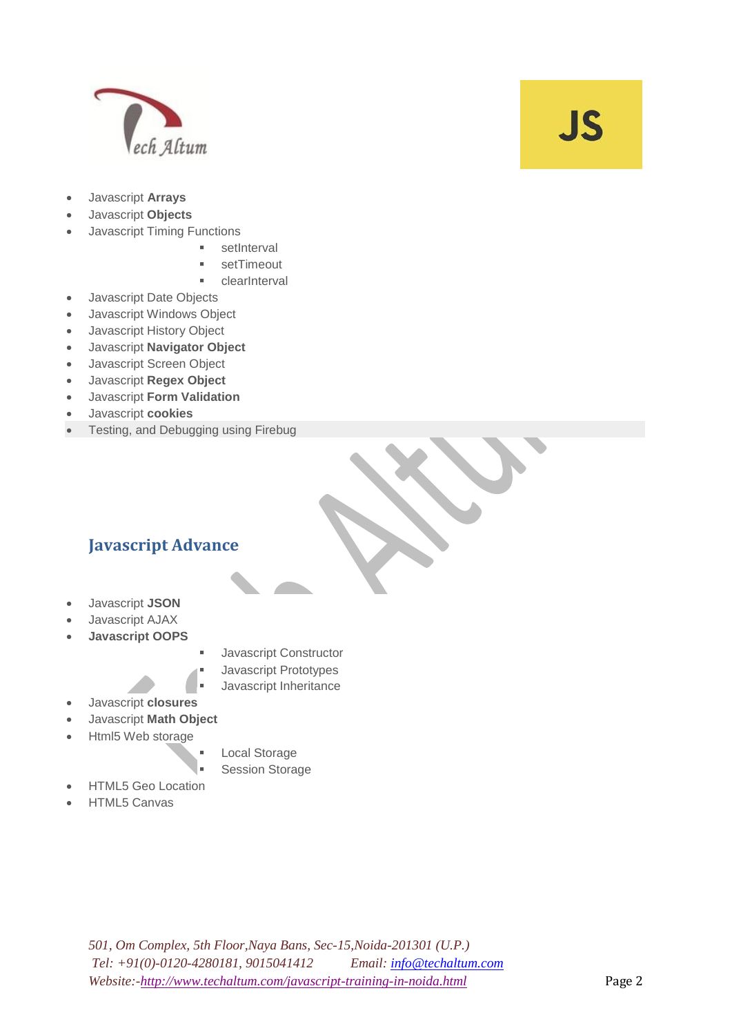- Javascript **Arrays**
- Javascript **Objects**
- Javascript Timing Functions
    - setInterval
    - setTimeout
    - clearInterval
- Javascript Date Objects
- Javascript Windows Object
- Javascript History Object
- Javascript **Navigator Object**
- Javascript Screen Object
- Javascript **Regex Object**
- Javascript **Form Validation**
- Javascript **cookies**
- Testing, and Debugging using Firebug

## Javascript Advance

- Javascript **JSON**
- Javascript AJAX
- **Javascript OOPS**
    - Javascript Constructor
    - Javascript Prototypes
    - Javascript Inheritance
- Javascript **closures**
- Javascript **Math Object**
- Html5 Web storage
    - Local Storage
    - Session Storage
- HTML5 Geo Location
- HTML5 Canvas

*501, Om Complex, 5th Floor,Naya Bans, Sec-15,Noida-201301 (U.P.)*
*Tel: +91(0)-0120-4280181, 9015041412 Email: info@techaltum.com*
*Website:-http://www.techaltum.com/javascript-training-in-noida.html*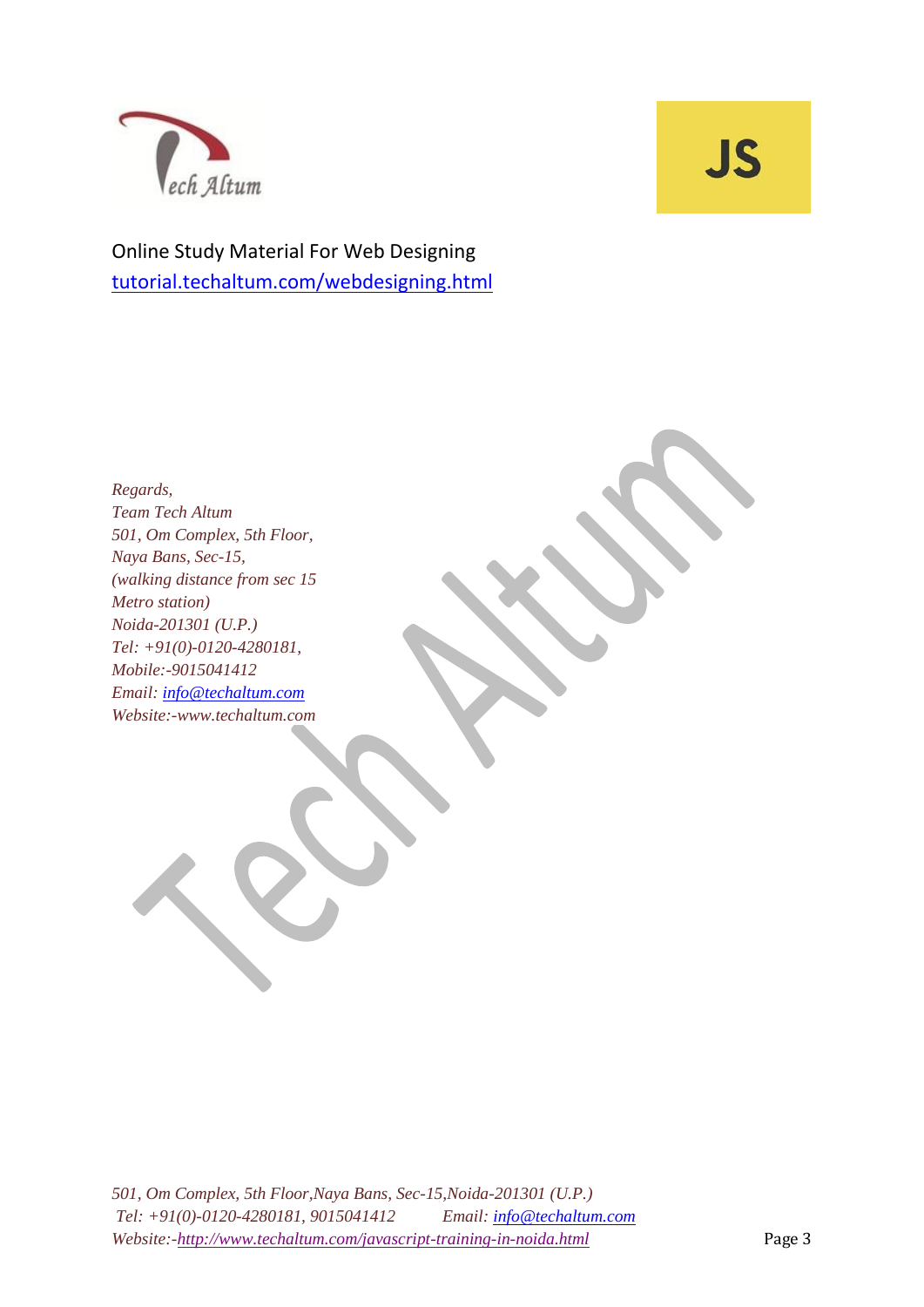Online Study Material For Web Designing
[tutorial.techaltum.com/webdesigning.html](tutorial.techaltum.com/webdesigning.html)

*Regards,*
*Team Tech Altum*
*501, Om Complex, 5th Floor,*
*Naya Bans, Sec-15,*
*(walking distance from sec 15*
*Metro station)*
*Noida-201301 (U.P.)*
*Tel: +91(0)-0120-4280181,*
*Mobile:-9015041412*
*Email: info@techaltum.com*
*Website:-www.techaltum.com*